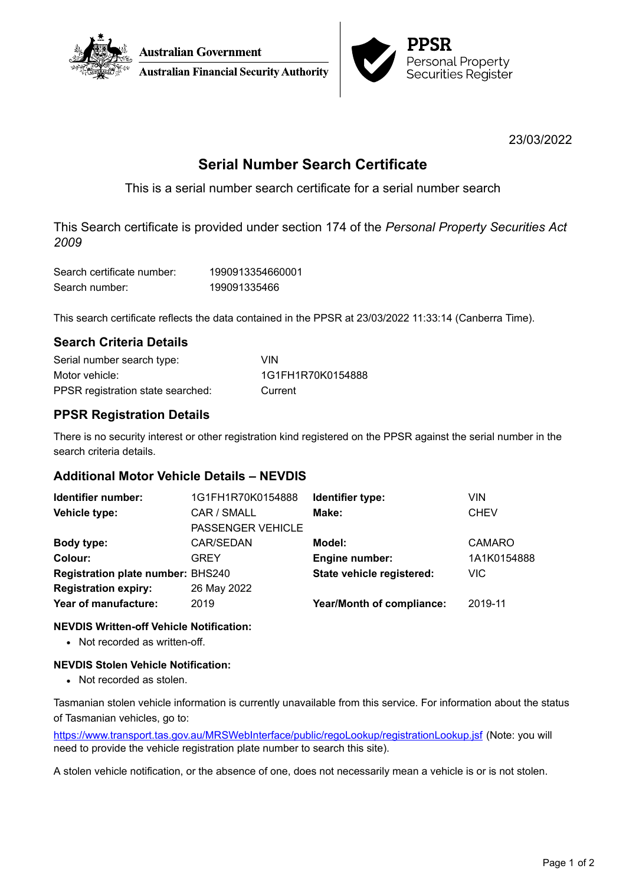Australian Government
Australian Financial Security Authority

**PPSR**
Personal Property Securities Register

23/03/2022

# Serial Number Search Certificate

This is a serial number search certificate for a serial number search

This Search certificate is provided under section 174 of the *Personal Property Securities Act 2009*

| | |
|---|---|
| Search certificate number: | 1990913354660001 |
| Search number: | 199091335466 |

This search certificate reflects the data contained in the PPSR at 23/03/2022 11:33:14 (Canberra Time).

## Search Criteria Details

| | |
|---|---|
| Serial number search type: | VIN |
| Motor vehicle: | 1G1FH1R70K0154888 |
| PPSR registration state searched: | Current |

## PPSR Registration Details

There is no security interest or other registration kind registered on the PPSR against the serial number in the search criteria details.

## Additional Motor Vehicle Details – NEVDIS

| | | | |
|---|---|---|---|
| **Identifier number:** | 1G1FH1R70K0154888 | **Identifier type:** | VIN |
| **Vehicle type:** | CAR / SMALL PASSENGER VEHICLE | **Make:** | CHEV |
| **Body type:** | CAR/SEDAN | **Model:** | CAMARO |
| **Colour:** | GREY | **Engine number:** | 1A1K0154888 |
| **Registration plate number:** | BHS240 | **State vehicle registered:** | VIC |
| **Registration expiry:** | 26 May 2022 | | |
| **Year of manufacture:** | 2019 | **Year/Month of compliance:** | 2019-11 |

**NEVDIS Written-off Vehicle Notification:**

- Not recorded as written-off.

**NEVDIS Stolen Vehicle Notification:**

- Not recorded as stolen.

Tasmanian stolen vehicle information is currently unavailable from this service. For information about the status of Tasmanian vehicles, go to:

https://www.transport.tas.gov.au/MRSWebInterface/public/regoLookup/registrationLookup.jsf (Note: you will need to provide the vehicle registration plate number to search this site).

A stolen vehicle notification, or the absence of one, does not necessarily mean a vehicle is or is not stolen.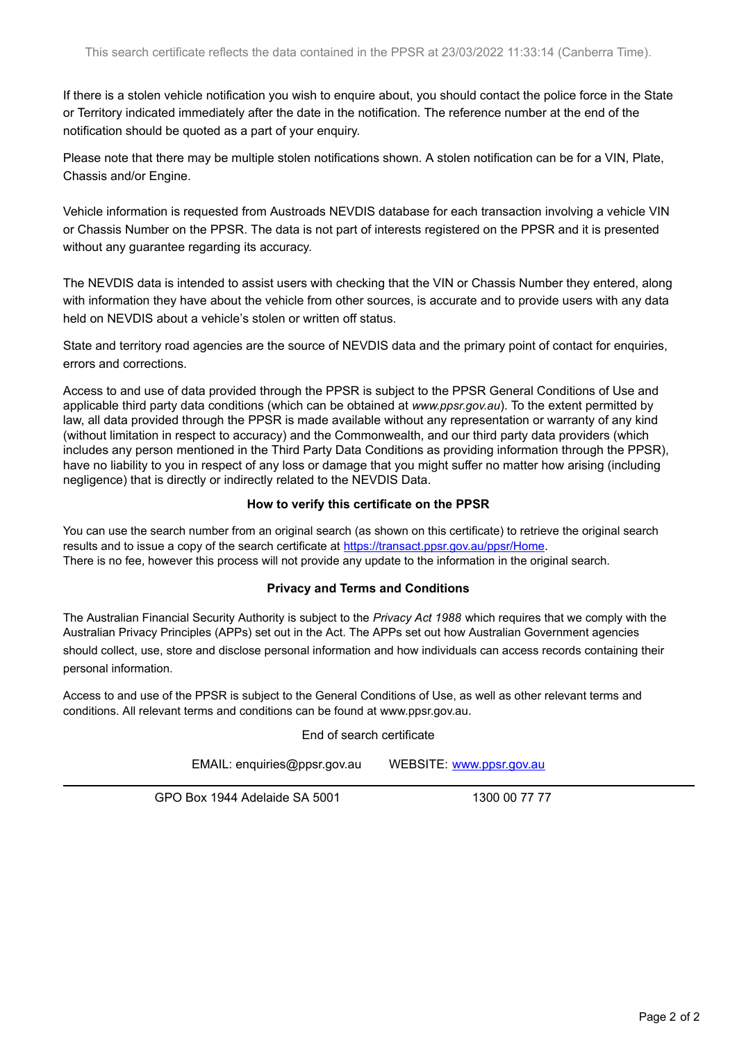This search certificate reflects the data contained in the PPSR at 23/03/2022 11:33:14 (Canberra Time).

If there is a stolen vehicle notification you wish to enquire about, you should contact the police force in the State or Territory indicated immediately after the date in the notification. The reference number at the end of the notification should be quoted as a part of your enquiry.

Please note that there may be multiple stolen notifications shown. A stolen notification can be for a VIN, Plate, Chassis and/or Engine.

Vehicle information is requested from Austroads NEVDIS database for each transaction involving a vehicle VIN or Chassis Number on the PPSR. The data is not part of interests registered on the PPSR and it is presented without any guarantee regarding its accuracy.

The NEVDIS data is intended to assist users with checking that the VIN or Chassis Number they entered, along with information they have about the vehicle from other sources, is accurate and to provide users with any data held on NEVDIS about a vehicle's stolen or written off status.

State and territory road agencies are the source of NEVDIS data and the primary point of contact for enquiries, errors and corrections.

Access to and use of data provided through the PPSR is subject to the PPSR General Conditions of Use and applicable third party data conditions (which can be obtained at *www.ppsr.gov.au*). To the extent permitted by law, all data provided through the PPSR is made available without any representation or warranty of any kind (without limitation in respect to accuracy) and the Commonwealth, and our third party data providers (which includes any person mentioned in the Third Party Data Conditions as providing information through the PPSR), have no liability to you in respect of any loss or damage that you might suffer no matter how arising (including negligence) that is directly or indirectly related to the NEVDIS Data.

**How to verify this certificate on the PPSR**

You can use the search number from an original search (as shown on this certificate) to retrieve the original search results and to issue a copy of the search certificate at https://transact.ppsr.gov.au/ppsr/Home.
There is no fee, however this process will not provide any update to the information in the original search.

**Privacy and Terms and Conditions**

The Australian Financial Security Authority is subject to the *Privacy Act 1988* which requires that we comply with the Australian Privacy Principles (APPs) set out in the Act. The APPs set out how Australian Government agencies should collect, use, store and disclose personal information and how individuals can access records containing their personal information.

Access to and use of the PPSR is subject to the General Conditions of Use, as well as other relevant terms and conditions. All relevant terms and conditions can be found at www.ppsr.gov.au.

End of search certificate

EMAIL: enquiries@ppsr.gov.au WEBSITE: www.ppsr.gov.au

GPO Box 1944 Adelaide SA 5001 1300 00 77 77